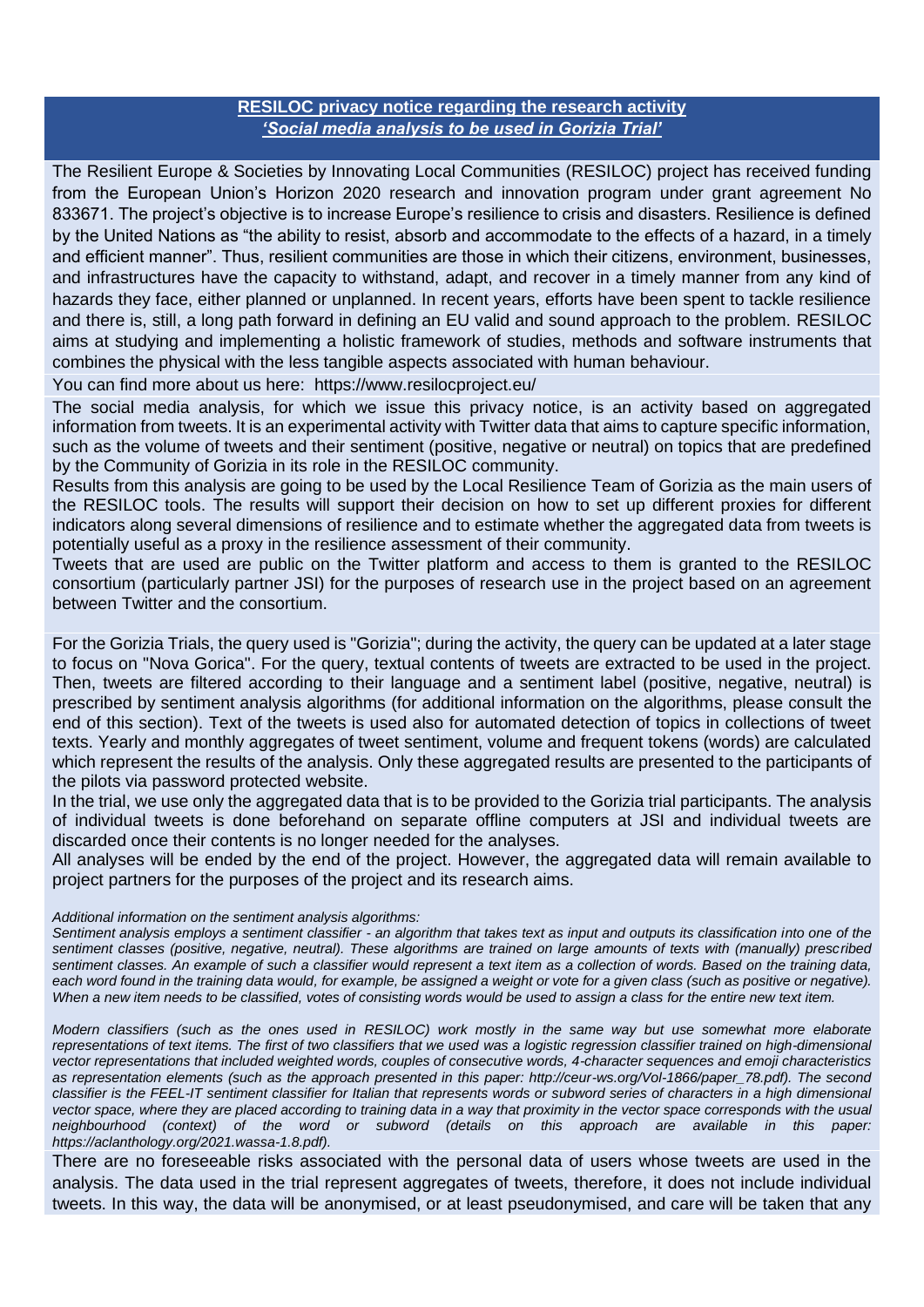**RESILOC privacy notice regarding the research activity**
***'Social media analysis to be used in Gorizia Trial'***

The Resilient Europe & Societies by Innovating Local Communities (RESILOC) project has received funding from the European Union's Horizon 2020 research and innovation program under grant agreement No 833671. The project's objective is to increase Europe's resilience to crisis and disasters. Resilience is defined by the United Nations as "the ability to resist, absorb and accommodate to the effects of a hazard, in a timely and efficient manner". Thus, resilient communities are those in which their citizens, environment, businesses, and infrastructures have the capacity to withstand, adapt, and recover in a timely manner from any kind of hazards they face, either planned or unplanned. In recent years, efforts have been spent to tackle resilience and there is, still, a long path forward in defining an EU valid and sound approach to the problem. RESILOC aims at studying and implementing a holistic framework of studies, methods and software instruments that combines the physical with the less tangible aspects associated with human behaviour.

You can find more about us here: https://www.resilocproject.eu/

The social media analysis, for which we issue this privacy notice, is an activity based on aggregated information from tweets. It is an experimental activity with Twitter data that aims to capture specific information, such as the volume of tweets and their sentiment (positive, negative or neutral) on topics that are predefined by the Community of Gorizia in its role in the RESILOC community.

Results from this analysis are going to be used by the Local Resilience Team of Gorizia as the main users of the RESILOC tools. The results will support their decision on how to set up different proxies for different indicators along several dimensions of resilience and to estimate whether the aggregated data from tweets is potentially useful as a proxy in the resilience assessment of their community.

Tweets that are used are public on the Twitter platform and access to them is granted to the RESILOC consortium (particularly partner JSI) for the purposes of research use in the project based on an agreement between Twitter and the consortium.

For the Gorizia Trials, the query used is "Gorizia"; during the activity, the query can be updated at a later stage to focus on "Nova Gorica". For the query, textual contents of tweets are extracted to be used in the project. Then, tweets are filtered according to their language and a sentiment label (positive, negative, neutral) is prescribed by sentiment analysis algorithms (for additional information on the algorithms, please consult the end of this section). Text of the tweets is used also for automated detection of topics in collections of tweet texts. Yearly and monthly aggregates of tweet sentiment, volume and frequent tokens (words) are calculated which represent the results of the analysis. Only these aggregated results are presented to the participants of the pilots via password protected website.

In the trial, we use only the aggregated data that is to be provided to the Gorizia trial participants. The analysis of individual tweets is done beforehand on separate offline computers at JSI and individual tweets are discarded once their contents is no longer needed for the analyses.

All analyses will be ended by the end of the project. However, the aggregated data will remain available to project partners for the purposes of the project and its research aims.

*Additional information on the sentiment analysis algorithms:*

*Sentiment analysis employs a sentiment classifier - an algorithm that takes text as input and outputs its classification into one of the sentiment classes (positive, negative, neutral). These algorithms are trained on large amounts of texts with (manually) prescribed sentiment classes. An example of such a classifier would represent a text item as a collection of words. Based on the training data, each word found in the training data would, for example, be assigned a weight or vote for a given class (such as positive or negative). When a new item needs to be classified, votes of consisting words would be used to assign a class for the entire new text item.*

*Modern classifiers (such as the ones used in RESILOC) work mostly in the same way but use somewhat more elaborate representations of text items. The first of two classifiers that we used was a logistic regression classifier trained on high-dimensional vector representations that included weighted words, couples of consecutive words, 4-character sequences and emoji characteristics as representation elements (such as the approach presented in this paper: http://ceur-ws.org/Vol-1866/paper_78.pdf). The second classifier is the FEEL-IT sentiment classifier for Italian that represents words or subword series of characters in a high dimensional vector space, where they are placed according to training data in a way that proximity in the vector space corresponds with the usual neighbourhood (context) of the word or subword (details on this approach are available in this paper: https://aclanthology.org/2021.wassa-1.8.pdf).*

There are no foreseeable risks associated with the personal data of users whose tweets are used in the analysis. The data used in the trial represent aggregates of tweets, therefore, it does not include individual tweets. In this way, the data will be anonymised, or at least pseudonymised, and care will be taken that any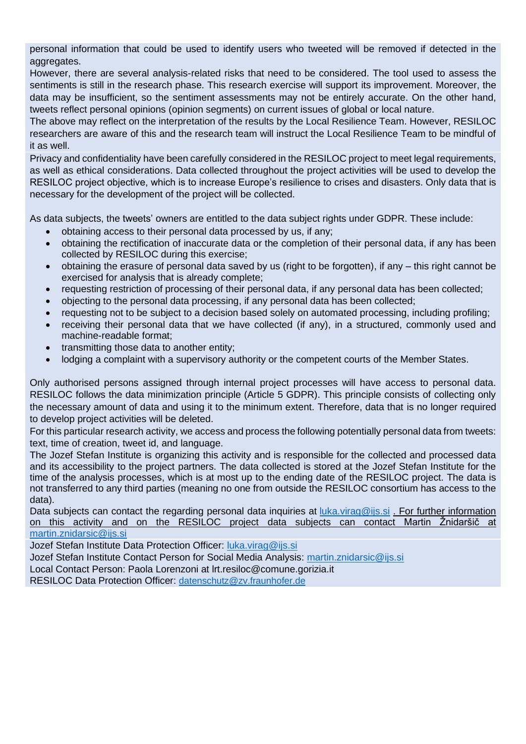personal information that could be used to identify users who tweeted will be removed if detected in the aggregates.

However, there are several analysis-related risks that need to be considered. The tool used to assess the sentiments is still in the research phase. This research exercise will support its improvement. Moreover, the data may be insufficient, so the sentiment assessments may not be entirely accurate. On the other hand, tweets reflect personal opinions (opinion segments) on current issues of global or local nature.

The above may reflect on the interpretation of the results by the Local Resilience Team. However, RESILOC researchers are aware of this and the research team will instruct the Local Resilience Team to be mindful of it as well.

Privacy and confidentiality have been carefully considered in the RESILOC project to meet legal requirements, as well as ethical considerations. Data collected throughout the project activities will be used to develop the RESILOC project objective, which is to increase Europe's resilience to crises and disasters. Only data that is necessary for the development of the project will be collected.

As data subjects, the tweets' owners are entitled to the data subject rights under GDPR. These include:

- obtaining access to their personal data processed by us, if any;
- obtaining the rectification of inaccurate data or the completion of their personal data, if any has been collected by RESILOC during this exercise;
- obtaining the erasure of personal data saved by us (right to be forgotten), if any – this right cannot be exercised for analysis that is already complete;
- requesting restriction of processing of their personal data, if any personal data has been collected;
- objecting to the personal data processing, if any personal data has been collected;
- requesting not to be subject to a decision based solely on automated processing, including profiling;
- receiving their personal data that we have collected (if any), in a structured, commonly used and machine-readable format;
- transmitting those data to another entity;
- lodging a complaint with a supervisory authority or the competent courts of the Member States.

Only authorised persons assigned through internal project processes will have access to personal data. RESILOC follows the data minimization principle (Article 5 GDPR). This principle consists of collecting only the necessary amount of data and using it to the minimum extent. Therefore, data that is no longer required to develop project activities will be deleted.

For this particular research activity, we access and process the following potentially personal data from tweets: text, time of creation, tweet id, and language.

The Jozef Stefan Institute is organizing this activity and is responsible for the collected and processed data and its accessibility to the project partners. The data collected is stored at the Jozef Stefan Institute for the time of the analysis processes, which is at most up to the ending date of the RESILOC project. The data is not transferred to any third parties (meaning no one from outside the RESILOC consortium has access to the data).

Data subjects can contact the regarding personal data inquiries at luka.virag@ijs.si . For further information on this activity and on the RESILOC project data subjects can contact Martin Žnidaršič at martin.znidarsic@ijs.si

Jozef Stefan Institute Data Protection Officer: luka.virag@ijs.si

Jozef Stefan Institute Contact Person for Social Media Analysis: martin.znidarsic@ijs.si

Local Contact Person: Paola Lorenzoni at lrt.resiloc@comune.gorizia.it

RESILOC Data Protection Officer: datenschutz@zv.fraunhofer.de